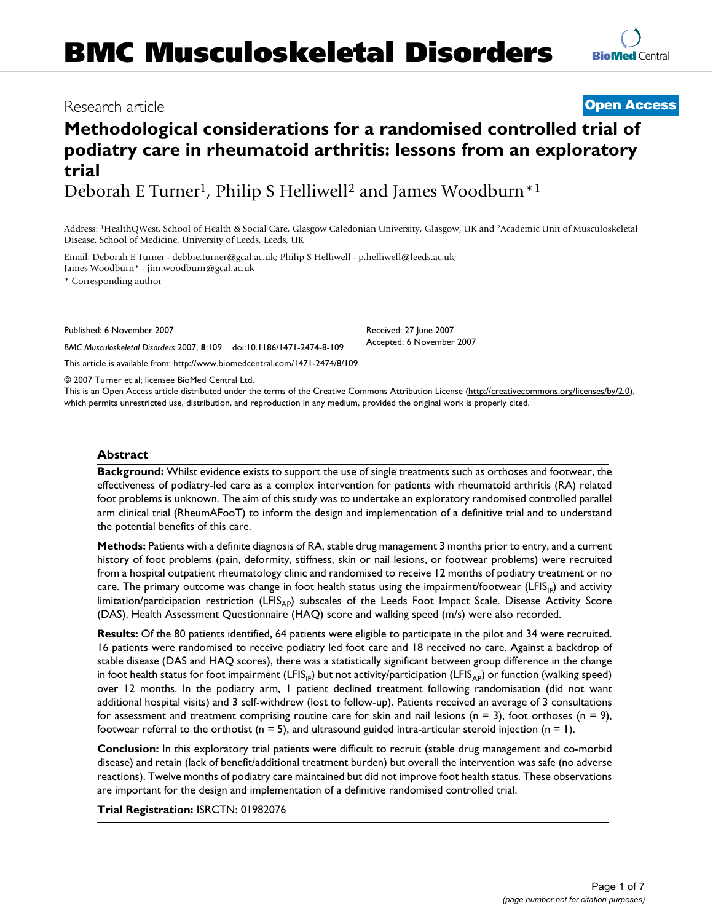# BMC Musculoskeletal Disorders

Research article

**Open Access**

# Methodological considerations for a randomised controlled trial of podiatry care in rheumatoid arthritis: lessons from an exploratory trial

Deborah E Turner[1], Philip S Helliwell[2] and James Woodburn*[1]

Address: [1]HealthQWest, School of Health & Social Care, Glasgow Caledonian University, Glasgow, UK and [2]Academic Unit of Musculoskeletal Disease, School of Medicine, University of Leeds, Leeds, UK

Email: Deborah E Turner - debbie.turner@gcal.ac.uk; Philip S Helliwell - p.helliwell@leeds.ac.uk; James Woodburn* - jim.woodburn@gcal.ac.uk

* Corresponding author

Published: 6 November 2007

*BMC Musculoskeletal Disorders* 2007, **8**:109 doi:10.1186/1471-2474-8-109

Received: 27 June 2007
Accepted: 6 November 2007

This article is available from: http://www.biomedcentral.com/1471-2474/8/109

© 2007 Turner et al; licensee BioMed Central Ltd.

This is an Open Access article distributed under the terms of the Creative Commons Attribution License (http://creativecommons.org/licenses/by/2.0), which permits unrestricted use, distribution, and reproduction in any medium, provided the original work is properly cited.

## Abstract

**Background:** Whilst evidence exists to support the use of single treatments such as orthoses and footwear, the effectiveness of podiatry-led care as a complex intervention for patients with rheumatoid arthritis (RA) related foot problems is unknown. The aim of this study was to undertake an exploratory randomised controlled parallel arm clinical trial (RheumAFooT) to inform the design and implementation of a definitive trial and to understand the potential benefits of this care.

**Methods:** Patients with a definite diagnosis of RA, stable drug management 3 months prior to entry, and a current history of foot problems (pain, deformity, stiffness, skin or nail lesions, or footwear problems) were recruited from a hospital outpatient rheumatology clinic and randomised to receive 12 months of podiatry treatment or no care. The primary outcome was change in foot health status using the impairment/footwear ($LFIS_{IF}$) and activity limitation/participation restriction ($LFIS_{AP}$) subscales of the Leeds Foot Impact Scale. Disease Activity Score (DAS), Health Assessment Questionnaire (HAQ) score and walking speed (m/s) were also recorded.

**Results:** Of the 80 patients identified, 64 patients were eligible to participate in the pilot and 34 were recruited. 16 patients were randomised to receive podiatry led foot care and 18 received no care. Against a backdrop of stable disease (DAS and HAQ scores), there was a statistically significant between group difference in the change in foot health status for foot impairment ($LFIS_{IF}$) but not activity/participation ($LFIS_{AP}$) or function (walking speed) over 12 months. In the podiatry arm, 1 patient declined treatment following randomisation (did not want additional hospital visits) and 3 self-withdrew (lost to follow-up). Patients received an average of 3 consultations for assessment and treatment comprising routine care for skin and nail lesions (n = 3), foot orthoses (n = 9), footwear referral to the orthotist (n = 5), and ultrasound guided intra-articular steroid injection (n = 1).

**Conclusion:** In this exploratory trial patients were difficult to recruit (stable drug management and co-morbid disease) and retain (lack of benefit/additional treatment burden) but overall the intervention was safe (no adverse reactions). Twelve months of podiatry care maintained but did not improve foot health status. These observations are important for the design and implementation of a definitive randomised controlled trial.

**Trial Registration:** ISRCTN: 01982076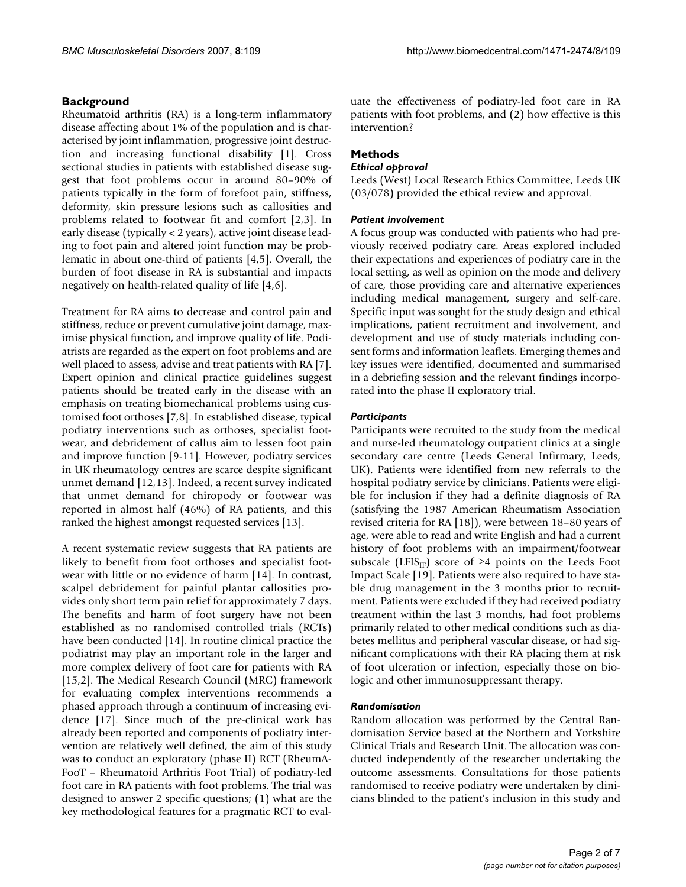## Background

Rheumatoid arthritis (RA) is a long-term inflammatory disease affecting about 1% of the population and is characterised by joint inflammation, progressive joint destruction and increasing functional disability [1]. Cross sectional studies in patients with established disease suggest that foot problems occur in around 80–90% of patients typically in the form of forefoot pain, stiffness, deformity, skin pressure lesions such as callosities and problems related to footwear fit and comfort [2,3]. In early disease (typically < 2 years), active joint disease leading to foot pain and altered joint function may be problematic in about one-third of patients [4,5]. Overall, the burden of foot disease in RA is substantial and impacts negatively on health-related quality of life [4,6].

Treatment for RA aims to decrease and control pain and stiffness, reduce or prevent cumulative joint damage, maximise physical function, and improve quality of life. Podiatrists are regarded as the expert on foot problems and are well placed to assess, advise and treat patients with RA [7]. Expert opinion and clinical practice guidelines suggest patients should be treated early in the disease with an emphasis on treating biomechanical problems using customised foot orthoses [7,8]. In established disease, typical podiatry interventions such as orthoses, specialist footwear, and debridement of callus aim to lessen foot pain and improve function [9-11]. However, podiatry services in UK rheumatology centres are scarce despite significant unmet demand [12,13]. Indeed, a recent survey indicated that unmet demand for chiropody or footwear was reported in almost half (46%) of RA patients, and this ranked the highest amongst requested services [13].

A recent systematic review suggests that RA patients are likely to benefit from foot orthoses and specialist footwear with little or no evidence of harm [14]. In contrast, scalpel debridement for painful plantar callosities provides only short term pain relief for approximately 7 days. The benefits and harm of foot surgery have not been established as no randomised controlled trials (RCTs) have been conducted [14]. In routine clinical practice the podiatrist may play an important role in the larger and more complex delivery of foot care for patients with RA [15,2]. The Medical Research Council (MRC) framework for evaluating complex interventions recommends a phased approach through a continuum of increasing evidence [17]. Since much of the pre-clinical work has already been reported and components of podiatry intervention are relatively well defined, the aim of this study was to conduct an exploratory (phase II) RCT (RheumAFooT – Rheumatoid Arthritis Foot Trial) of podiatry-led foot care in RA patients with foot problems. The trial was designed to answer 2 specific questions; (1) what are the key methodological features for a pragmatic RCT to evaluate the effectiveness of podiatry-led foot care in RA patients with foot problems, and (2) how effective is this intervention?

## Methods

### *Ethical approval*

Leeds (West) Local Research Ethics Committee, Leeds UK (03/078) provided the ethical review and approval.

### *Patient involvement*

A focus group was conducted with patients who had previously received podiatry care. Areas explored included their expectations and experiences of podiatry care in the local setting, as well as opinion on the mode and delivery of care, those providing care and alternative experiences including medical management, surgery and self-care. Specific input was sought for the study design and ethical implications, patient recruitment and involvement, and development and use of study materials including consent forms and information leaflets. Emerging themes and key issues were identified, documented and summarised in a debriefing session and the relevant findings incorporated into the phase II exploratory trial.

### *Participants*

Participants were recruited to the study from the medical and nurse-led rheumatology outpatient clinics at a single secondary care centre (Leeds General Infirmary, Leeds, UK). Patients were identified from new referrals to the hospital podiatry service by clinicians. Patients were eligible for inclusion if they had a definite diagnosis of RA (satisfying the 1987 American Rheumatism Association revised criteria for RA [18]), were between 18–80 years of age, were able to read and write English and had a current history of foot problems with an impairment/footwear subscale ($LFIS_{IF}$) score of ≥4 points on the Leeds Foot Impact Scale [19]. Patients were also required to have stable drug management in the 3 months prior to recruitment. Patients were excluded if they had received podiatry treatment within the last 3 months, had foot problems primarily related to other medical conditions such as diabetes mellitus and peripheral vascular disease, or had significant complications with their RA placing them at risk of foot ulceration or infection, especially those on biologic and other immunosuppressant therapy.

### *Randomisation*

Random allocation was performed by the Central Randomisation Service based at the Northern and Yorkshire Clinical Trials and Research Unit. The allocation was conducted independently of the researcher undertaking the outcome assessments. Consultations for those patients randomised to receive podiatry were undertaken by clinicians blinded to the patient's inclusion in this study and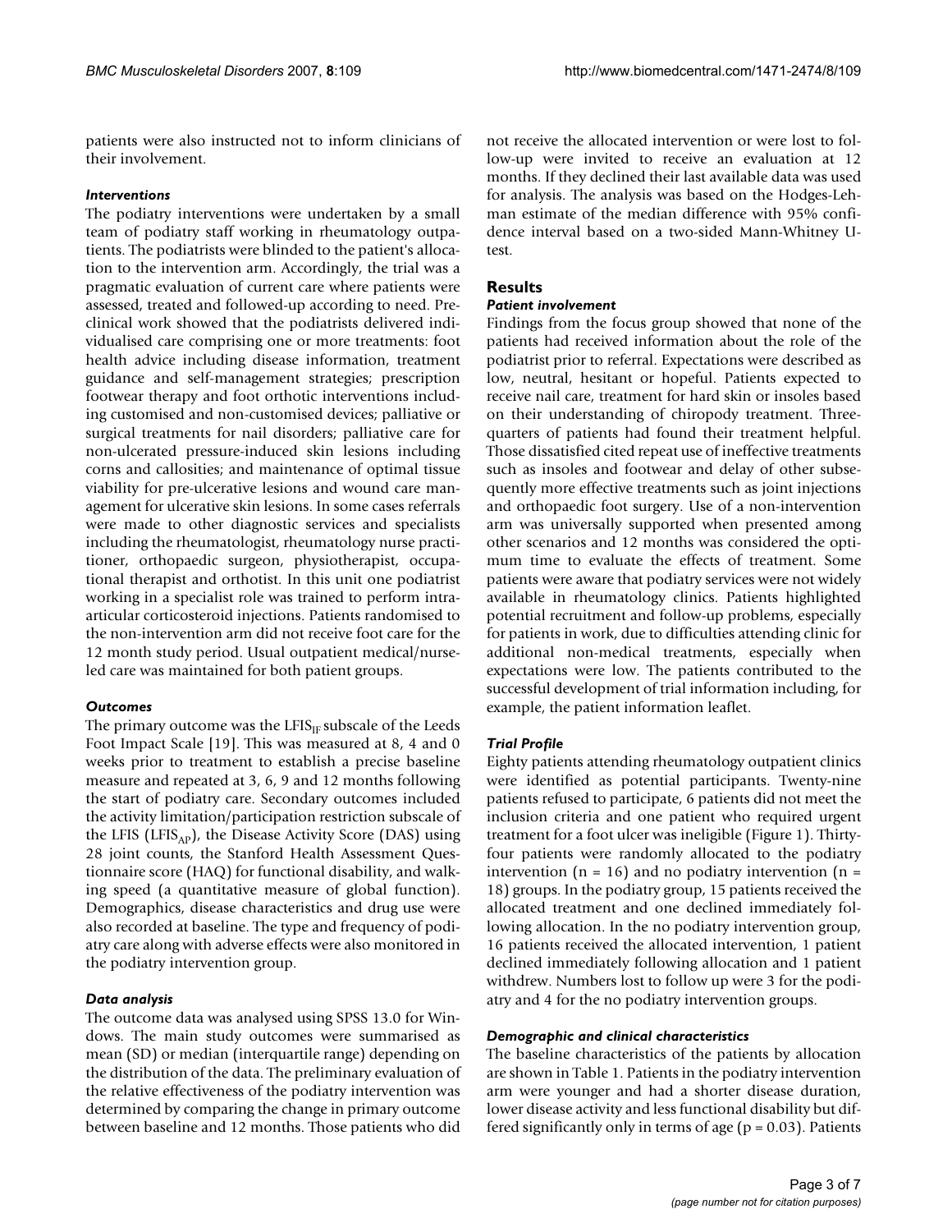patients were also instructed not to inform clinicians of their involvement.

### *Interventions*

The podiatry interventions were undertaken by a small team of podiatry staff working in rheumatology outpatients. The podiatrists were blinded to the patient's allocation to the intervention arm. Accordingly, the trial was a pragmatic evaluation of current care where patients were assessed, treated and followed-up according to need. Preclinical work showed that the podiatrists delivered individualised care comprising one or more treatments: foot health advice including disease information, treatment guidance and self-management strategies; prescription footwear therapy and foot orthotic interventions including customised and non-customised devices; palliative or surgical treatments for nail disorders; palliative care for non-ulcerated pressure-induced skin lesions including corns and callosities; and maintenance of optimal tissue viability for pre-ulcerative lesions and wound care management for ulcerative skin lesions. In some cases referrals were made to other diagnostic services and specialists including the rheumatologist, rheumatology nurse practitioner, orthopaedic surgeon, physiotherapist, occupational therapist and orthotist. In this unit one podiatrist working in a specialist role was trained to perform intra-articular corticosteroid injections. Patients randomised to the non-intervention arm did not receive foot care for the 12 month study period. Usual outpatient medical/nurse-led care was maintained for both patient groups.

### *Outcomes*

The primary outcome was the $LFIS_{IF}$ subscale of the Leeds Foot Impact Scale [19]. This was measured at 8, 4 and 0 weeks prior to treatment to establish a precise baseline measure and repeated at 3, 6, 9 and 12 months following the start of podiatry care. Secondary outcomes included the activity limitation/participation restriction subscale of the LFIS ($LFIS_{AP}$), the Disease Activity Score (DAS) using 28 joint counts, the Stanford Health Assessment Questionnaire score (HAQ) for functional disability, and walking speed (a quantitative measure of global function). Demographics, disease characteristics and drug use were also recorded at baseline. The type and frequency of podiatry care along with adverse effects were also monitored in the podiatry intervention group.

### *Data analysis*

The outcome data was analysed using SPSS 13.0 for Windows. The main study outcomes were summarised as mean (SD) or median (interquartile range) depending on the distribution of the data. The preliminary evaluation of the relative effectiveness of the podiatry intervention was determined by comparing the change in primary outcome between baseline and 12 months. Those patients who did not receive the allocated intervention or were lost to follow-up were invited to receive an evaluation at 12 months. If they declined their last available data was used for analysis. The analysis was based on the Hodges-Lehman estimate of the median difference with 95% confidence interval based on a two-sided Mann-Whitney U-test.

## Results

### *Patient involvement*

Findings from the focus group showed that none of the patients had received information about the role of the podiatrist prior to referral. Expectations were described as low, neutral, hesitant or hopeful. Patients expected to receive nail care, treatment for hard skin or insoles based on their understanding of chiropody treatment. Three-quarters of patients had found their treatment helpful. Those dissatisfied cited repeat use of ineffective treatments such as insoles and footwear and delay of other subsequently more effective treatments such as joint injections and orthopaedic foot surgery. Use of a non-intervention arm was universally supported when presented among other scenarios and 12 months was considered the optimum time to evaluate the effects of treatment. Some patients were aware that podiatry services were not widely available in rheumatology clinics. Patients highlighted potential recruitment and follow-up problems, especially for patients in work, due to difficulties attending clinic for additional non-medical treatments, especially when expectations were low. The patients contributed to the successful development of trial information including, for example, the patient information leaflet.

### *Trial Profile*

Eighty patients attending rheumatology outpatient clinics were identified as potential participants. Twenty-nine patients refused to participate, 6 patients did not meet the inclusion criteria and one patient who required urgent treatment for a foot ulcer was ineligible (Figure 1). Thirty-four patients were randomly allocated to the podiatry intervention (n = 16) and no podiatry intervention (n = 18) groups. In the podiatry group, 15 patients received the allocated treatment and one declined immediately following allocation. In the no podiatry intervention group, 16 patients received the allocated intervention, 1 patient declined immediately following allocation and 1 patient withdrew. Numbers lost to follow up were 3 for the podiatry and 4 for the no podiatry intervention groups.

### *Demographic and clinical characteristics*

The baseline characteristics of the patients by allocation are shown in Table 1. Patients in the podiatry intervention arm were younger and had a shorter disease duration, lower disease activity and less functional disability but differed significantly only in terms of age ($p = 0.03$). Patients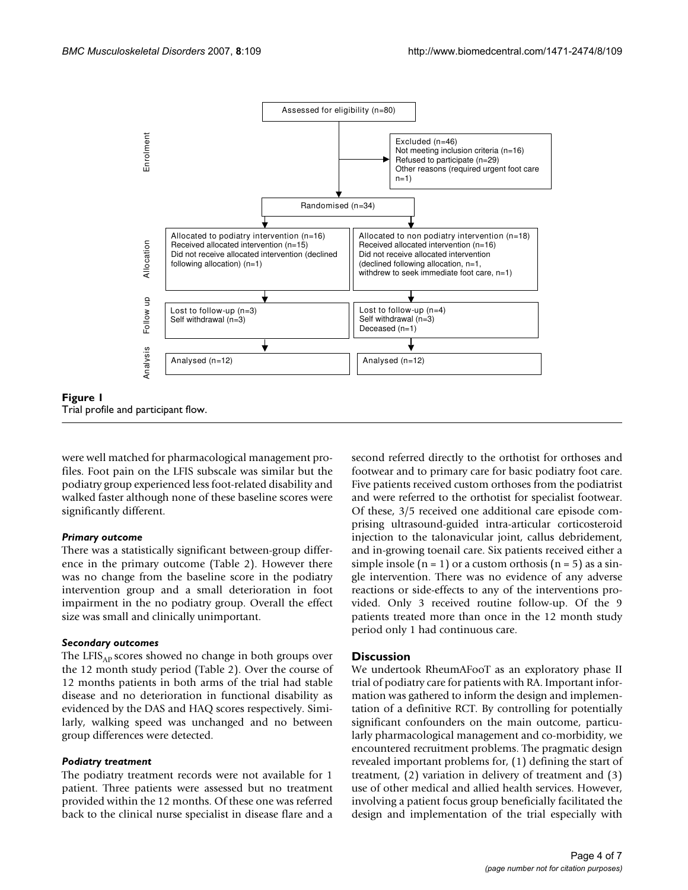Assessed for eligibility (n=80)

Excluded (n=46)
Not meeting inclusion criteria (n=16)
Refused to participate (n=29)
Other reasons (required urgent foot care n=1)

Randomised (n=34)

| | Podiatry intervention | Non podiatry intervention |
|---|---|---|
| Enrolment | | |
| Allocation | Allocated to podiatry intervention (n=16)<br>Received allocated intervention (n=15)<br>Did not receive allocated intervention (declined following allocation) (n=1) | Allocated to non podiatry intervention (n=18)<br>Received allocated intervention (n=16)<br>Did not receive allocated intervention (declined following allocation, n=1, withdrew to seek immediate foot care, n=1) |
| Follow up | Lost to follow-up (n=3)<br>Self withdrawal (n=3) | Lost to follow-up (n=4)<br>Self withdrawal (n=3)<br>Deceased (n=1) |
| Analysis | Analysed (n=12) | Analysed (n=12) |

**Figure 1**
Trial profile and participant flow.

were well matched for pharmacological management profiles. Foot pain on the LFIS subscale was similar but the podiatry group experienced less foot-related disability and walked faster although none of these baseline scores were significantly different.

#### *Primary outcome*

There was a statistically significant between-group difference in the primary outcome (Table 2). However there was no change from the baseline score in the podiatry intervention group and a small deterioration in foot impairment in the no podiatry group. Overall the effect size was small and clinically unimportant.

#### *Secondary outcomes*

The $LFIS_{AP}$ scores showed no change in both groups over the 12 month study period (Table 2). Over the course of 12 months patients in both arms of the trial had stable disease and no deterioration in functional disability as evidenced by the DAS and HAQ scores respectively. Similarly, walking speed was unchanged and no between group differences were detected.

#### *Podiatry treatment*

The podiatry treatment records were not available for 1 patient. Three patients were assessed but no treatment provided within the 12 months. Of these one was referred back to the clinical nurse specialist in disease flare and a second referred directly to the orthotist for orthoses and footwear and to primary care for basic podiatry foot care. Five patients received custom orthoses from the podiatrist and were referred to the orthotist for specialist footwear. Of these, 3/5 received one additional care episode comprising ultrasound-guided intra-articular corticosteroid injection to the talonavicular joint, callus debridement, and in-growing toenail care. Six patients received either a simple insole (n = 1) or a custom orthosis (n = 5) as a single intervention. There was no evidence of any adverse reactions or side-effects to any of the interventions provided. Only 3 received routine follow-up. Of the 9 patients treated more than once in the 12 month study period only 1 had continuous care.

## Discussion

We undertook RheumAFooT as an exploratory phase II trial of podiatry care for patients with RA. Important information was gathered to inform the design and implementation of a definitive RCT. By controlling for potentially significant confounders on the main outcome, particularly pharmacological management and co-morbidity, we encountered recruitment problems. The pragmatic design revealed important problems for, (1) defining the start of treatment, (2) variation in delivery of treatment and (3) use of other medical and allied health services. However, involving a patient focus group beneficially facilitated the design and implementation of the trial especially with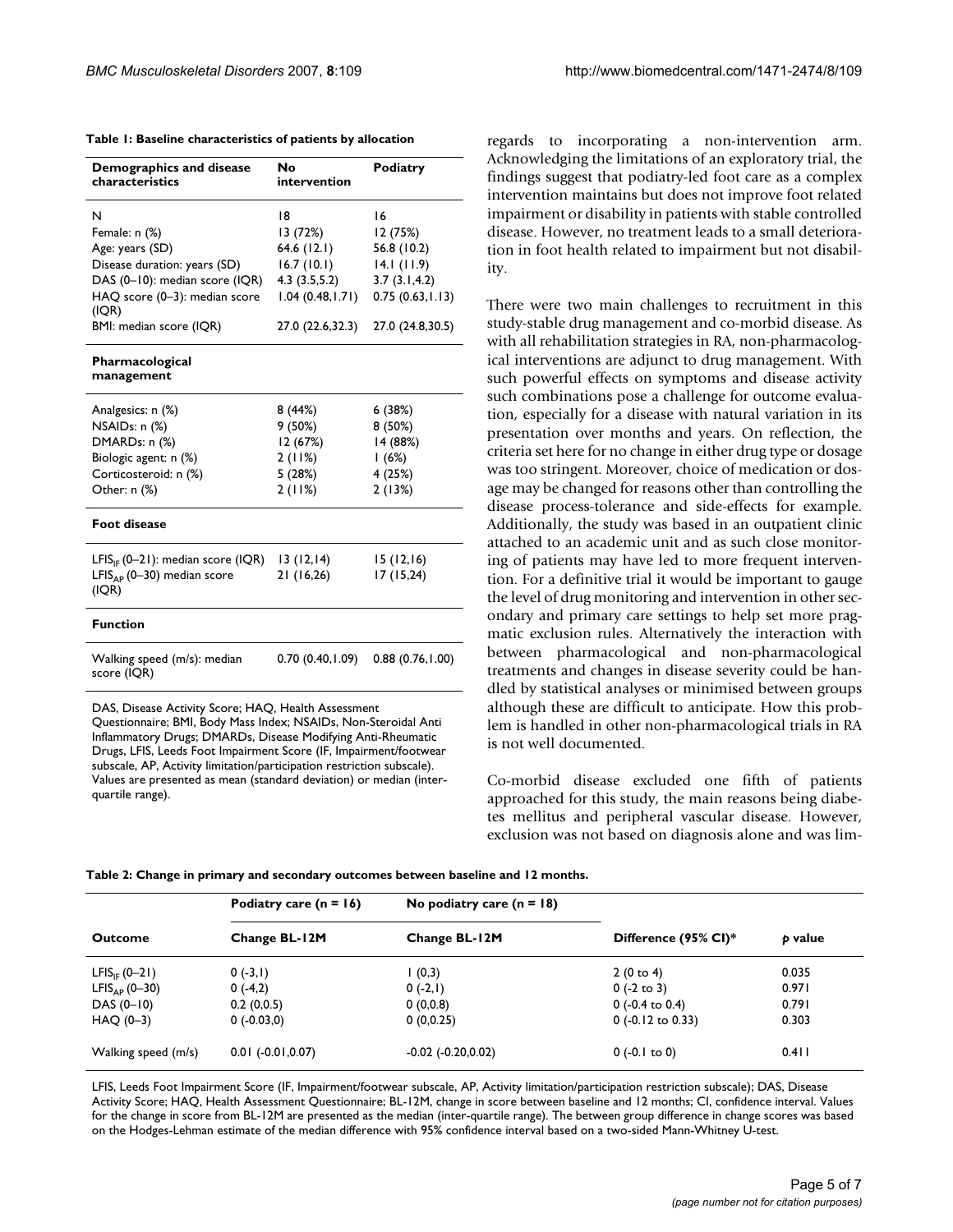**Table 1: Baseline characteristics of patients by allocation**

| Demographics and disease characteristics | No intervention | Podiatry |
| --- | --- | --- |
| N | 18 | 16 |
| Female: n (%) | 13 (72%) | 12 (75%) |
| Age: years (SD) | 64.6 (12.1) | 56.8 (10.2) |
| Disease duration: years (SD) | 16.7 (10.1) | 14.1 (11.9) |
| DAS (0–10): median score (IQR) | 4.3 (3.5,5.2) | 3.7 (3.1,4.2) |
| HAQ score (0–3): median score (IQR) | 1.04 (0.48,1.71) | 0.75 (0.63,1.13) |
| BMI: median score (IQR) | 27.0 (22.6,32.3) | 27.0 (24.8,30.5) |
| **Pharmacological management** | | |
| Analgesics: n (%) | 8 (44%) | 6 (38%) |
| NSAIDs: n (%) | 9 (50%) | 8 (50%) |
| DMARDs: n (%) | 12 (67%) | 14 (88%) |
| Biologic agent: n (%) | 2 (11%) | 1 (6%) |
| Corticosteroid: n (%) | 5 (28%) | 4 (25%) |
| Other: n (%) | 2 (11%) | 2 (13%) |
| **Foot disease** | | |
| $LFIS_{IF}$ (0–21): median score (IQR) | 13 (12,14) | 15 (12,16) |
| $LFIS_{AP}$ (0–30) median score (IQR) | 21 (16,26) | 17 (15,24) |
| **Function** | | |
| Walking speed (m/s): median score (IQR) | 0.70 (0.40,1.09) | 0.88 (0.76,1.00) |

DAS, Disease Activity Score; HAQ, Health Assessment Questionnaire; BMI, Body Mass Index; NSAIDs, Non-Steroidal Anti Inflammatory Drugs; DMARDs, Disease Modifying Anti-Rheumatic Drugs, LFIS, Leeds Foot Impairment Score (IF, Impairment/footwear subscale, AP, Activity limitation/participation restriction subscale). Values are presented as mean (standard deviation) or median (inter-quartile range).

regards to incorporating a non-intervention arm. Acknowledging the limitations of an exploratory trial, the findings suggest that podiatry-led foot care as a complex intervention maintains but does not improve foot related impairment or disability in patients with stable controlled disease. However, no treatment leads to a small deterioration in foot health related to impairment but not disability.

There were two main challenges to recruitment in this study-stable drug management and co-morbid disease. As with all rehabilitation strategies in RA, non-pharmacological interventions are adjunct to drug management. With such powerful effects on symptoms and disease activity such combinations pose a challenge for outcome evaluation, especially for a disease with natural variation in its presentation over months and years. On reflection, the criteria set here for no change in either drug type or dosage was too stringent. Moreover, choice of medication or dosage may be changed for reasons other than controlling the disease process-tolerance and side-effects for example. Additionally, the study was based in an outpatient clinic attached to an academic unit and as such close monitoring of patients may have led to more frequent intervention. For a definitive trial it would be important to gauge the level of drug monitoring and intervention in other secondary and primary care settings to help set more pragmatic exclusion rules. Alternatively the interaction with between pharmacological and non-pharmacological treatments and changes in disease severity could be handled by statistical analyses or minimised between groups although these are difficult to anticipate. How this problem is handled in other non-pharmacological trials in RA is not well documented.

Co-morbid disease excluded one fifth of patients approached for this study, the main reasons being diabetes mellitus and peripheral vascular disease. However, exclusion was not based on diagnosis alone and was lim-

**Table 2: Change in primary and secondary outcomes between baseline and 12 months.**

| | Podiatry care (n = 16) | No podiatry care (n = 18) | | |
| --- | --- | --- | --- | --- |
| Outcome | Change BL-12M | Change BL-12M | Difference (95% CI)* | *p* value |
| $LFIS_{IF}$ (0–21) | 0 (-3,1) | 1 (0,3) | 2 (0 to 4) | 0.035 |
| $LFIS_{AP}$ (0–30) | 0 (-4,2) | 0 (-2,1) | 0 (-2 to 3) | 0.971 |
| DAS (0–10) | 0.2 (0,0.5) | 0 (0,0.8) | 0 (-0.4 to 0.4) | 0.791 |
| HAQ (0–3) | 0 (-0.03,0) | 0 (0,0.25) | 0 (-0.12 to 0.33) | 0.303 |
| Walking speed (m/s) | 0.01 (-0.01,0.07) | -0.02 (-0.20,0.02) | 0 (-0.1 to 0) | 0.411 |

LFIS, Leeds Foot Impairment Score (IF, Impairment/footwear subscale, AP, Activity limitation/participation restriction subscale); DAS, Disease Activity Score; HAQ, Health Assessment Questionnaire; BL-12M, change in score between baseline and 12 months; CI, confidence interval. Values for the change in score from BL-12M are presented as the median (inter-quartile range). The between group difference in change scores was based on the Hodges-Lehman estimate of the median difference with 95% confidence interval based on a two-sided Mann-Whitney U-test.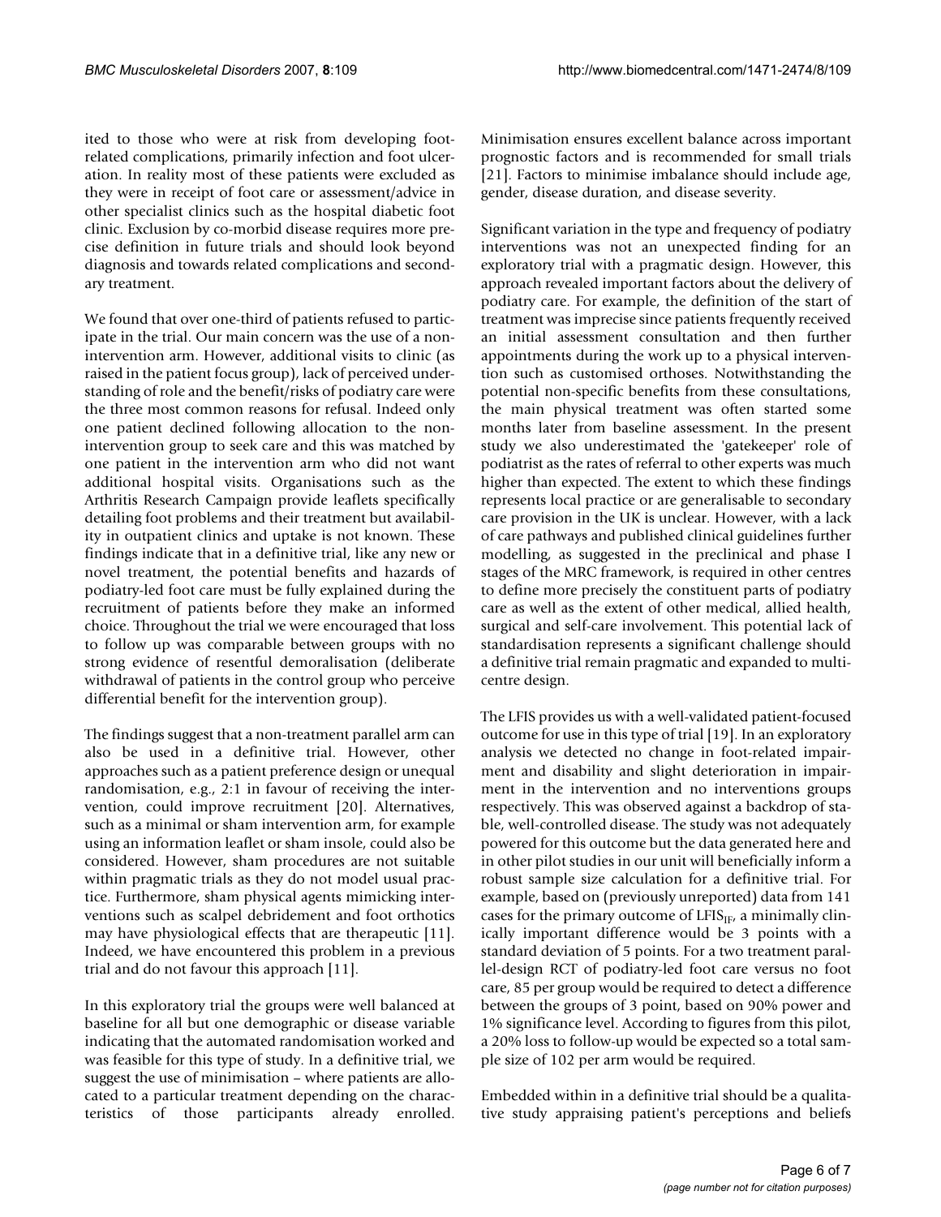ited to those who were at risk from developing foot-related complications, primarily infection and foot ulceration. In reality most of these patients were excluded as they were in receipt of foot care or assessment/advice in other specialist clinics such as the hospital diabetic foot clinic. Exclusion by co-morbid disease requires more precise definition in future trials and should look beyond diagnosis and towards related complications and secondary treatment.

We found that over one-third of patients refused to participate in the trial. Our main concern was the use of a non-intervention arm. However, additional visits to clinic (as raised in the patient focus group), lack of perceived understanding of role and the benefit/risks of podiatry care were the three most common reasons for refusal. Indeed only one patient declined following allocation to the non-intervention group to seek care and this was matched by one patient in the intervention arm who did not want additional hospital visits. Organisations such as the Arthritis Research Campaign provide leaflets specifically detailing foot problems and their treatment but availability in outpatient clinics and uptake is not known. These findings indicate that in a definitive trial, like any new or novel treatment, the potential benefits and hazards of podiatry-led foot care must be fully explained during the recruitment of patients before they make an informed choice. Throughout the trial we were encouraged that loss to follow up was comparable between groups with no strong evidence of resentful demoralisation (deliberate withdrawal of patients in the control group who perceive differential benefit for the intervention group).

The findings suggest that a non-treatment parallel arm can also be used in a definitive trial. However, other approaches such as a patient preference design or unequal randomisation, e.g., 2:1 in favour of receiving the intervention, could improve recruitment [20]. Alternatives, such as a minimal or sham intervention arm, for example using an information leaflet or sham insole, could also be considered. However, sham procedures are not suitable within pragmatic trials as they do not model usual practice. Furthermore, sham physical agents mimicking interventions such as scalpel debridement and foot orthotics may have physiological effects that are therapeutic [11]. Indeed, we have encountered this problem in a previous trial and do not favour this approach [11].

In this exploratory trial the groups were well balanced at baseline for all but one demographic or disease variable indicating that the automated randomisation worked and was feasible for this type of study. In a definitive trial, we suggest the use of minimisation – where patients are allocated to a particular treatment depending on the characteristics of those participants already enrolled. Minimisation ensures excellent balance across important prognostic factors and is recommended for small trials [21]. Factors to minimise imbalance should include age, gender, disease duration, and disease severity.

Significant variation in the type and frequency of podiatry interventions was not an unexpected finding for an exploratory trial with a pragmatic design. However, this approach revealed important factors about the delivery of podiatry care. For example, the definition of the start of treatment was imprecise since patients frequently received an initial assessment consultation and then further appointments during the work up to a physical intervention such as customised orthoses. Notwithstanding the potential non-specific benefits from these consultations, the main physical treatment was often started some months later from baseline assessment. In the present study we also underestimated the 'gatekeeper' role of podiatrist as the rates of referral to other experts was much higher than expected. The extent to which these findings represents local practice or are generalisable to secondary care provision in the UK is unclear. However, with a lack of care pathways and published clinical guidelines further modelling, as suggested in the preclinical and phase I stages of the MRC framework, is required in other centres to define more precisely the constituent parts of podiatry care as well as the extent of other medical, allied health, surgical and self-care involvement. This potential lack of standardisation represents a significant challenge should a definitive trial remain pragmatic and expanded to multi-centre design.

The LFIS provides us with a well-validated patient-focused outcome for use in this type of trial [19]. In an exploratory analysis we detected no change in foot-related impairment and disability and slight deterioration in impairment in the intervention and no interventions groups respectively. This was observed against a backdrop of stable, well-controlled disease. The study was not adequately powered for this outcome but the data generated here and in other pilot studies in our unit will beneficially inform a robust sample size calculation for a definitive trial. For example, based on (previously unreported) data from 141 cases for the primary outcome of $LFIS_{IF}$, a minimally clinically important difference would be 3 points with a standard deviation of 5 points. For a two treatment parallel-design RCT of podiatry-led foot care versus no foot care, 85 per group would be required to detect a difference between the groups of 3 point, based on 90% power and 1% significance level. According to figures from this pilot, a 20% loss to follow-up would be expected so a total sample size of 102 per arm would be required.

Embedded within in a definitive trial should be a qualitative study appraising patient's perceptions and beliefs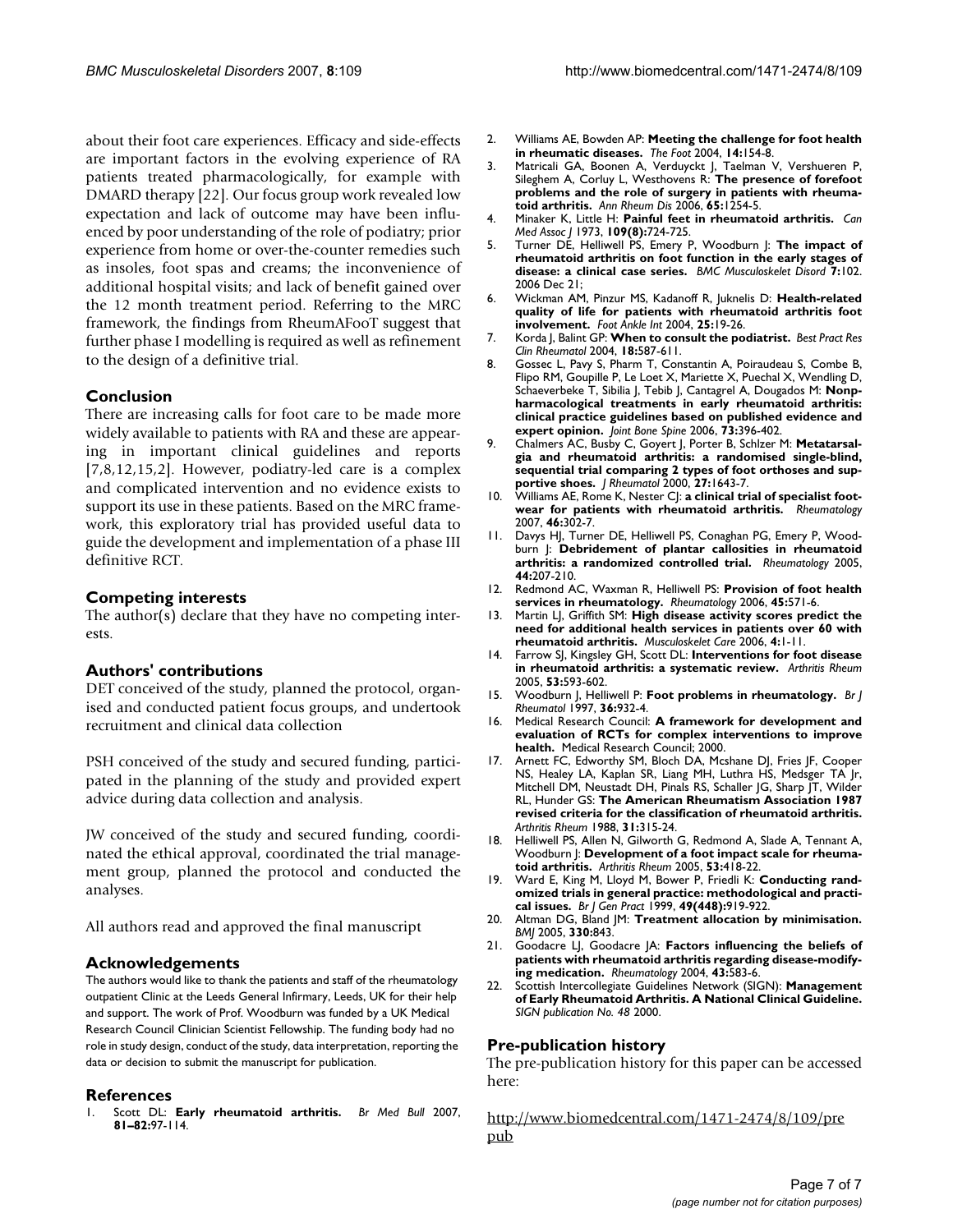about their foot care experiences. Efficacy and side-effects are important factors in the evolving experience of RA patients treated pharmacologically, for example with DMARD therapy [22]. Our focus group work revealed low expectation and lack of outcome may have been influenced by poor understanding of the role of podiatry; prior experience from home or over-the-counter remedies such as insoles, foot spas and creams; the inconvenience of additional hospital visits; and lack of benefit gained over the 12 month treatment period. Referring to the MRC framework, the findings from RheumAFooT suggest that further phase I modelling is required as well as refinement to the design of a definitive trial.

## Conclusion

There are increasing calls for foot care to be made more widely available to patients with RA and these are appearing in important clinical guidelines and reports [7,8,12,15,2]. However, podiatry-led care is a complex and complicated intervention and no evidence exists to support its use in these patients. Based on the MRC framework, this exploratory trial has provided useful data to guide the development and implementation of a phase III definitive RCT.

## Competing interests

The author(s) declare that they have no competing interests.

## Authors' contributions

DET conceived of the study, planned the protocol, organised and conducted patient focus groups, and undertook recruitment and clinical data collection

PSH conceived of the study and secured funding, participated in the planning of the study and provided expert advice during data collection and analysis.

JW conceived of the study and secured funding, coordinated the ethical approval, coordinated the trial management group, planned the protocol and conducted the analyses.

All authors read and approved the final manuscript

## Acknowledgements

The authors would like to thank the patients and staff of the rheumatology outpatient Clinic at the Leeds General Infirmary, Leeds, UK for their help and support. The work of Prof. Woodburn was funded by a UK Medical Research Council Clinician Scientist Fellowship. The funding body had no role in study design, conduct of the study, data interpretation, reporting the data or decision to submit the manuscript for publication.

## References

1. Scott DL: **Early rheumatoid arthritis.** *Br Med Bull* 2007, **81–82:**97-114.
2. Williams AE, Bowden AP: **Meeting the challenge for foot health in rheumatic diseases.** *The Foot* 2004, **14:**154-8.
3. Matricali GA, Boonen A, Verduyckt J, Taelman V, Vershueren P, Sileghem A, Corluy L, Westhovens R: **The presence of forefoot problems and the role of surgery in patients with rheumatoid arthritis.** *Ann Rheum Dis* 2006, **65:**1254-5.
4. Minaker K, Little H: **Painful feet in rheumatoid arthritis.** *Can Med Assoc J* 1973, **109(8):**724-725.
5. Turner DE, Helliwell PS, Emery P, Woodburn J: **The impact of rheumatoid arthritis on foot function in the early stages of disease: a clinical case series.** *BMC Musculoskelet Disord* **7:**102. 2006 Dec 21;
6. Wickman AM, Pinzur MS, Kadanoff R, Juknelis D: **Health-related quality of life for patients with rheumatoid arthritis foot involvement.** *Foot Ankle Int* 2004, **25:**19-26.
7. Korda J, Balint GP: **When to consult the podiatrist.** *Best Pract Res Clin Rheumatol* 2004, **18:**587-611.
8. Gossec L, Pavy S, Pharm T, Constantin A, Poiraudeau S, Combe B, Flipo RM, Goupille P, Le Loet X, Mariette X, Puechal X, Wendling D, Schaeverbeke T, Sibilia J, Tebib J, Cantagrel A, Dougados M: **Nonpharmacological treatments in early rheumatoid arthritis: clinical practice guidelines based on published evidence and expert opinion.** *Joint Bone Spine* 2006, **73:**396-402.
9. Chalmers AC, Busby C, Goyert J, Porter B, Schlzer M: **Metatarsalgia and rheumatoid arthritis: a randomised single-blind, sequential trial comparing 2 types of foot orthoses and supportive shoes.** *J Rheumatol* 2000, **27:**1643-7.
10. Williams AE, Rome K, Nester CJ: **a clinical trial of specialist footwear for patients with rheumatoid arthritis.** *Rheumatology* 2007, **46:**302-7.
11. Davys HJ, Turner DE, Helliwell PS, Conaghan PG, Emery P, Woodburn J: **Debridement of plantar callosities in rheumatoid arthritis: a randomized controlled trial.** *Rheumatology* 2005, **44:**207-210.
12. Redmond AC, Waxman R, Helliwell PS: **Provision of foot health services in rheumatology.** *Rheumatology* 2006, **45:**571-6.
13. Martin LJ, Griffith SM: **High disease activity scores predict the need for additional health services in patients over 60 with rheumatoid arthritis.** *Musculoskelet Care* 2006, **4:**1-11.
14. Farrow SJ, Kingsley GH, Scott DL: **Interventions for foot disease in rheumatoid arthritis: a systematic review.** *Arthritis Rheum* 2005, **53:**593-602.
15. Woodburn J, Helliwell P: **Foot problems in rheumatology.** *Br J Rheumatol* 1997, **36:**932-4.
16. Medical Research Council: **A framework for development and evaluation of RCTs for complex interventions to improve health.** Medical Research Council; 2000.
17. Arnett FC, Edworthy SM, Bloch DA, Mcshane DJ, Fries JF, Cooper NS, Healey LA, Kaplan SR, Liang MH, Luthra HS, Medsger TA Jr, Mitchell DM, Neustadt DH, Pinals RS, Schaller JG, Sharp JT, Wilder RL, Hunder GS: **The American Rheumatism Association 1987 revised criteria for the classification of rheumatoid arthritis.** *Arthritis Rheum* 1988, **31:**315-24.
18. Helliwell PS, Allen N, Gilworth G, Redmond A, Slade A, Tennant A, Woodburn J: **Development of a foot impact scale for rheumatoid arthritis.** *Arthritis Rheum* 2005, **53:**418-22.
19. Ward E, King M, Lloyd M, Bower P, Friedli K: **Conducting randomized trials in general practice: methodological and practical issues.** *Br J Gen Pract* 1999, **49(448):**919-922.
20. Altman DG, Bland JM: **Treatment allocation by minimisation.** *BMJ* 2005, **330:**843.
21. Goodacre LJ, Goodacre JA: **Factors influencing the beliefs of patients with rheumatoid arthritis regarding disease-modifying medication.** *Rheumatology* 2004, **43:**583-6.
22. Scottish Intercollegiate Guidelines Network (SIGN): **Management of Early Rheumatoid Arthritis. A National Clinical Guideline.** *SIGN publication No. 48* 2000.

## Pre-publication history

The pre-publication history for this paper can be accessed here:

http://www.biomedcentral.com/1471-2474/8/109/prepub